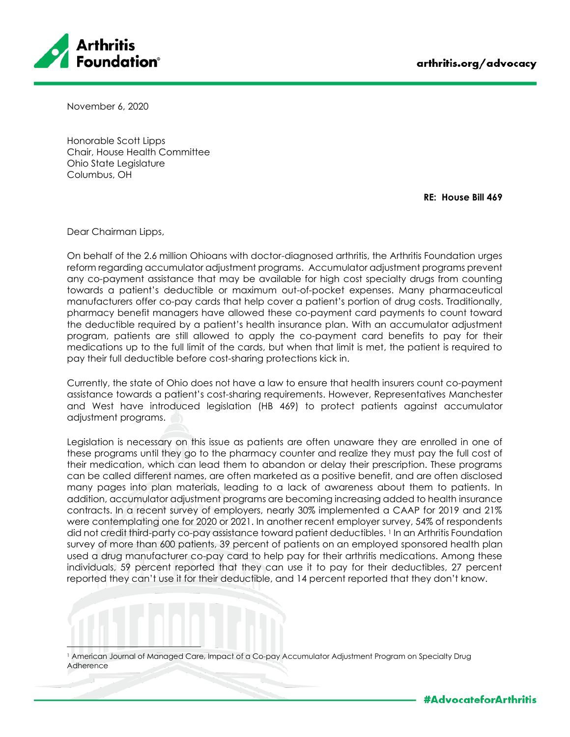Arthritis Foundation

arthritis.org/advocacy

November 6, 2020

Honorable Scott Lipps
Chair, House Health Committee
Ohio State Legislature
Columbus, OH

**RE: House Bill 469**

Dear Chairman Lipps,

On behalf of the 2.6 million Ohioans with doctor-diagnosed arthritis, the Arthritis Foundation urges reform regarding accumulator adjustment programs. Accumulator adjustment programs prevent any co-payment assistance that may be available for high cost specialty drugs from counting towards a patient's deductible or maximum out-of-pocket expenses. Many pharmaceutical manufacturers offer co-pay cards that help cover a patient's portion of drug costs. Traditionally, pharmacy benefit managers have allowed these co-payment card payments to count toward the deductible required by a patient's health insurance plan. With an accumulator adjustment program, patients are still allowed to apply the co-payment card benefits to pay for their medications up to the full limit of the cards, but when that limit is met, the patient is required to pay their full deductible before cost-sharing protections kick in.

Currently, the state of Ohio does not have a law to ensure that health insurers count co-payment assistance towards a patient's cost-sharing requirements. However, Representatives Manchester and West have introduced legislation (HB 469) to protect patients against accumulator adjustment programs.

Legislation is necessary on this issue as patients are often unaware they are enrolled in one of these programs until they go to the pharmacy counter and realize they must pay the full cost of their medication, which can lead them to abandon or delay their prescription. These programs can be called different names, are often marketed as a positive benefit, and are often disclosed many pages into plan materials, leading to a lack of awareness about them to patients. In addition, accumulator adjustment programs are becoming increasing added to health insurance contracts. In a recent survey of employers, nearly 30% implemented a CAAP for 2019 and 21% were contemplating one for 2020 or 2021. In another recent employer survey, 54% of respondents did not credit third-party co-pay assistance toward patient deductibles. [1] In an Arthritis Foundation survey of more than 600 patients, 39 percent of patients on an employed sponsored health plan used a drug manufacturer co-pay card to help pay for their arthritis medications. Among these individuals, 59 percent reported that they can use it to pay for their deductibles, 27 percent reported they can't use it for their deductible, and 14 percent reported that they don't know.

[1] American Journal of Managed Care, Impact of a Co-pay Accumulator Adjustment Program on Specialty Drug Adherence

#AdvocateforArthritis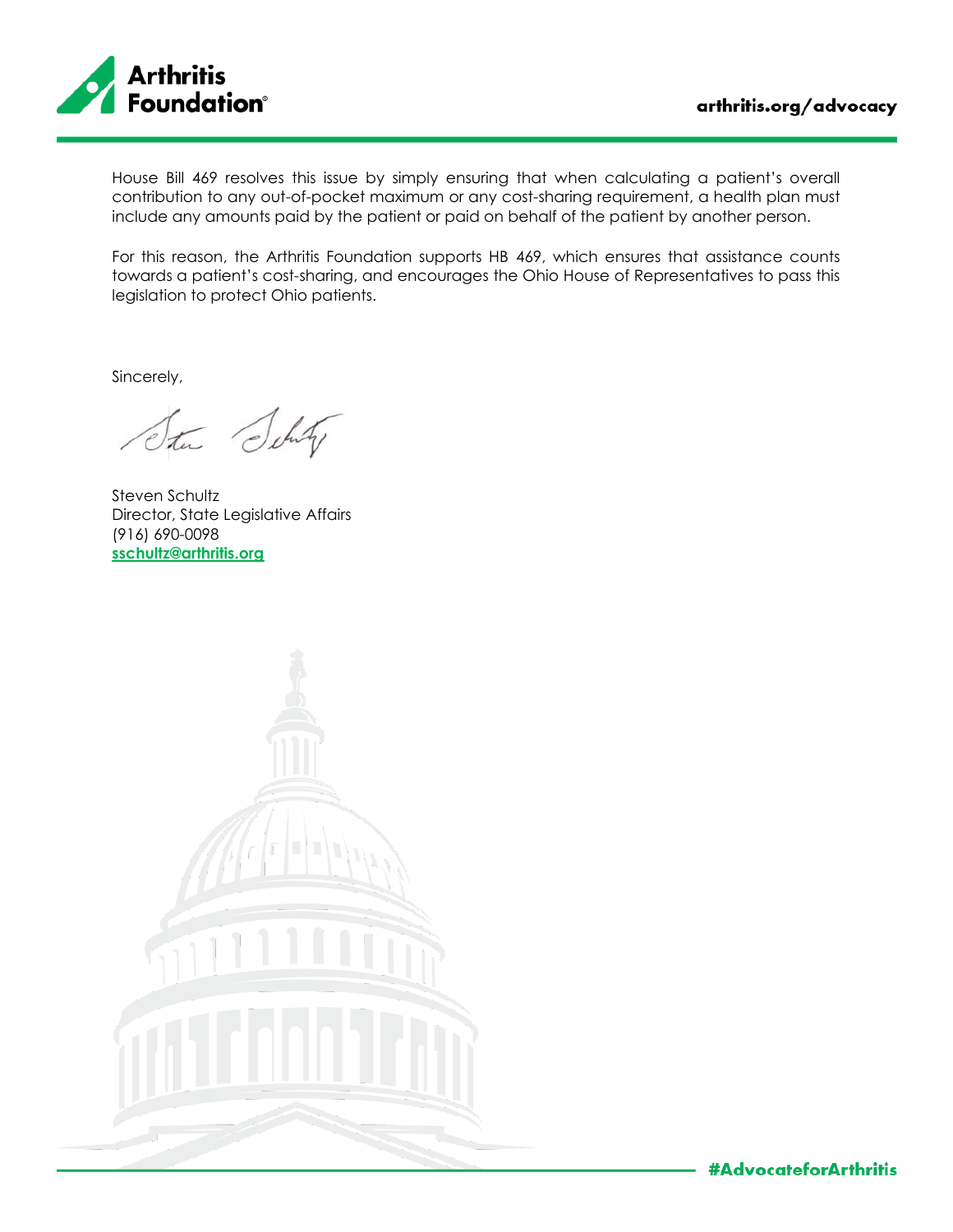House Bill 469 resolves this issue by simply ensuring that when calculating a patient's overall contribution to any out-of-pocket maximum or any cost-sharing requirement, a health plan must include any amounts paid by the patient or paid on behalf of the patient by another person.

For this reason, the Arthritis Foundation supports HB 469, which ensures that assistance counts towards a patient's cost-sharing, and encourages the Ohio House of Representatives to pass this legislation to protect Ohio patients.

Sincerely,

Steven Schultz
Director, State Legislative Affairs
(916) 690-0098
**sschultz@arthritis.org**